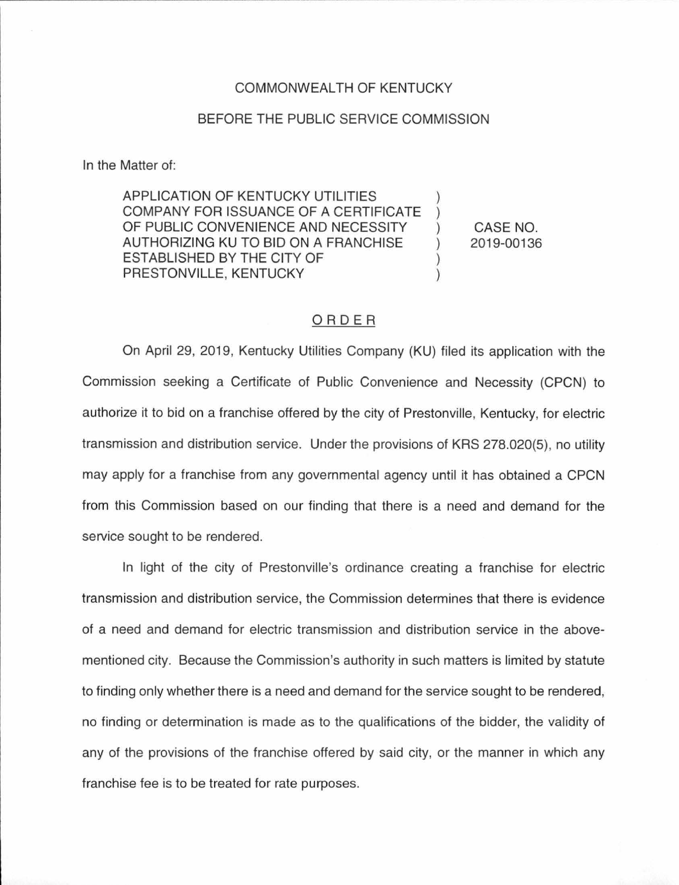COMMONWEALTH OF KENTUCKY

BEFORE THE PUBLIC SERVICE COMMISSION

In the Matter of:

| | | |
|---|---|---|
| APPLICATION OF KENTUCKY UTILITIES COMPANY FOR ISSUANCE OF A CERTIFICATE OF PUBLIC CONVENIENCE AND NECESSITY AUTHORIZING KU TO BID ON A FRANCHISE ESTABLISHED BY THE CITY OF PRESTONVILLE, KENTUCKY | ) | CASE NO. 2019-00136 |

## ORDER

On April 29, 2019, Kentucky Utilities Company (KU) filed its application with the Commission seeking a Certificate of Public Convenience and Necessity (CPCN) to authorize it to bid on a franchise offered by the city of Prestonville, Kentucky, for electric transmission and distribution service. Under the provisions of KRS 278.020(5), no utility may apply for a franchise from any governmental agency until it has obtained a CPCN from this Commission based on our finding that there is a need and demand for the service sought to be rendered.

In light of the city of Prestonville's ordinance creating a franchise for electric transmission and distribution service, the Commission determines that there is evidence of a need and demand for electric transmission and distribution service in the above-mentioned city. Because the Commission's authority in such matters is limited by statute to finding only whether there is a need and demand for the service sought to be rendered, no finding or determination is made as to the qualifications of the bidder, the validity of any of the provisions of the franchise offered by said city, or the manner in which any franchise fee is to be treated for rate purposes.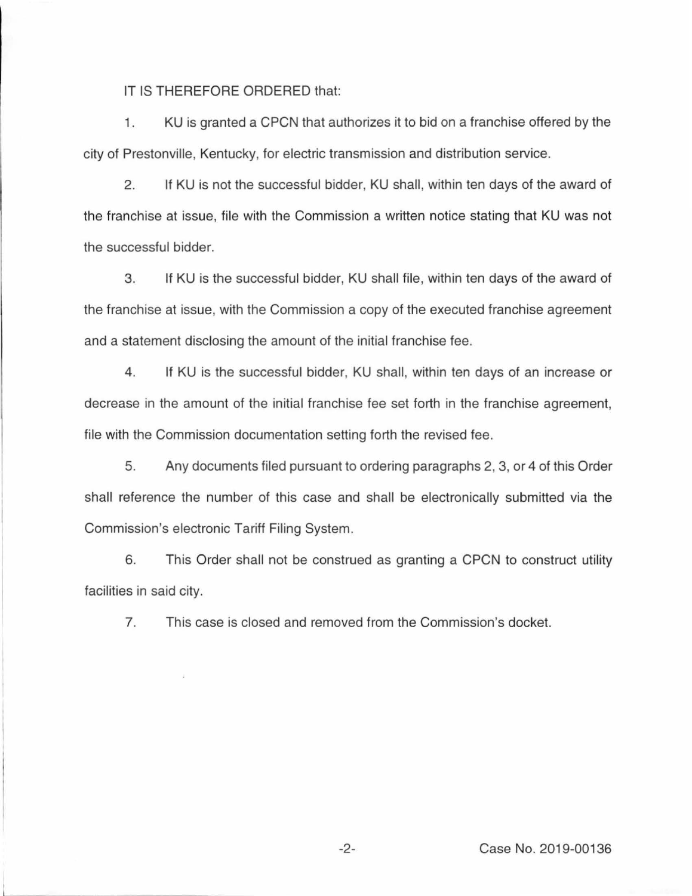IT IS THEREFORE ORDERED that:

1. KU is granted a CPCN that authorizes it to bid on a franchise offered by the city of Prestonville, Kentucky, for electric transmission and distribution service.

2. If KU is not the successful bidder, KU shall, within ten days of the award of the franchise at issue, file with the Commission a written notice stating that KU was not the successful bidder.

3. If KU is the successful bidder, KU shall file, within ten days of the award of the franchise at issue, with the Commission a copy of the executed franchise agreement and a statement disclosing the amount of the initial franchise fee.

4. If KU is the successful bidder, KU shall, within ten days of an increase or decrease in the amount of the initial franchise fee set forth in the franchise agreement, file with the Commission documentation setting forth the revised fee.

5. Any documents filed pursuant to ordering paragraphs 2, 3, or 4 of this Order shall reference the number of this case and shall be electronically submitted via the Commission's electronic Tariff Filing System.

6. This Order shall not be construed as granting a CPCN to construct utility facilities in said city.

7. This case is closed and removed from the Commission's docket.

Case No. 2019-00136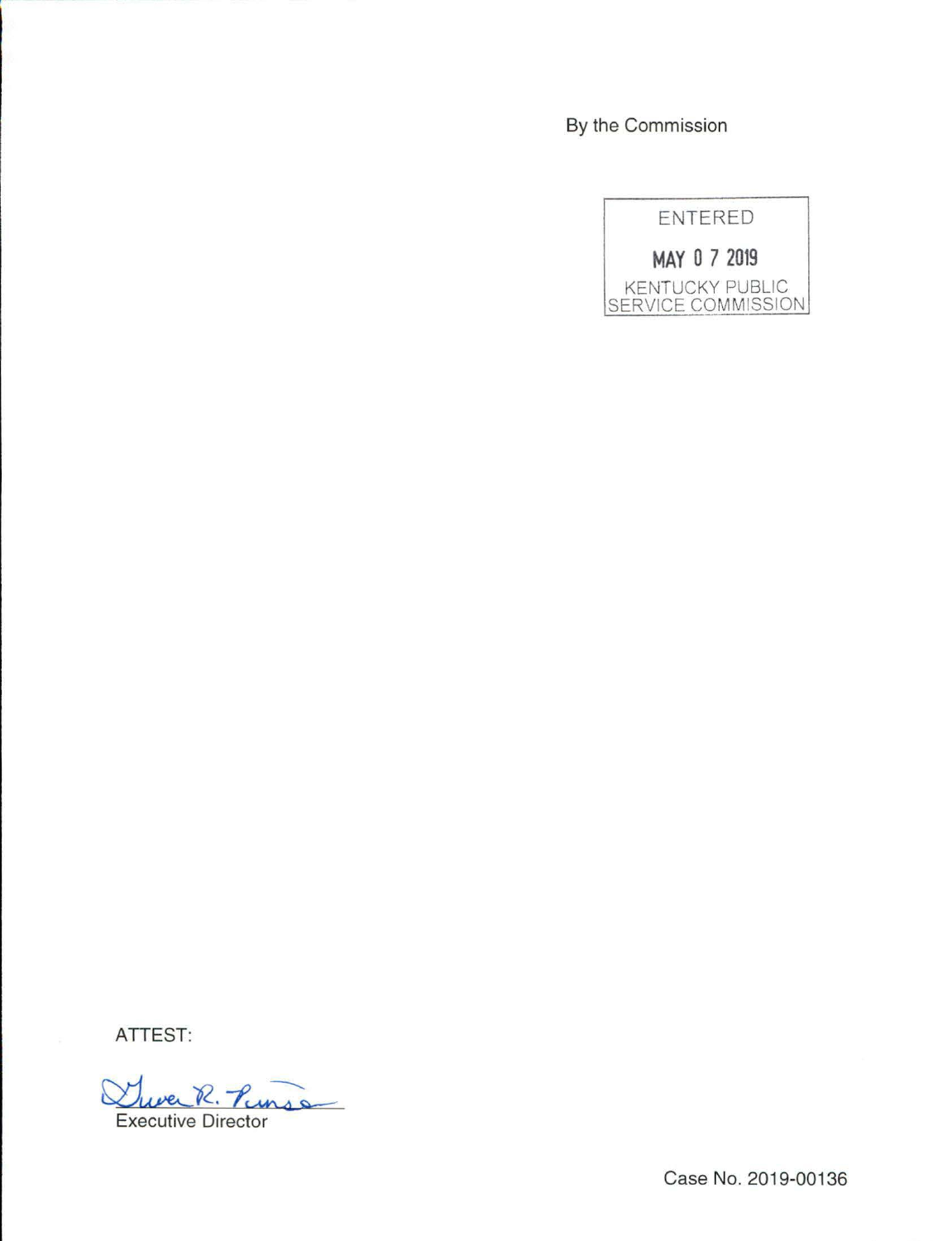By the Commission

ENTERED

MAY 07 2019

KENTUCKY PUBLIC SERVICE COMMISSION

ATTEST:

Gwen R. Pinson

Executive Director

Case No. 2019-00136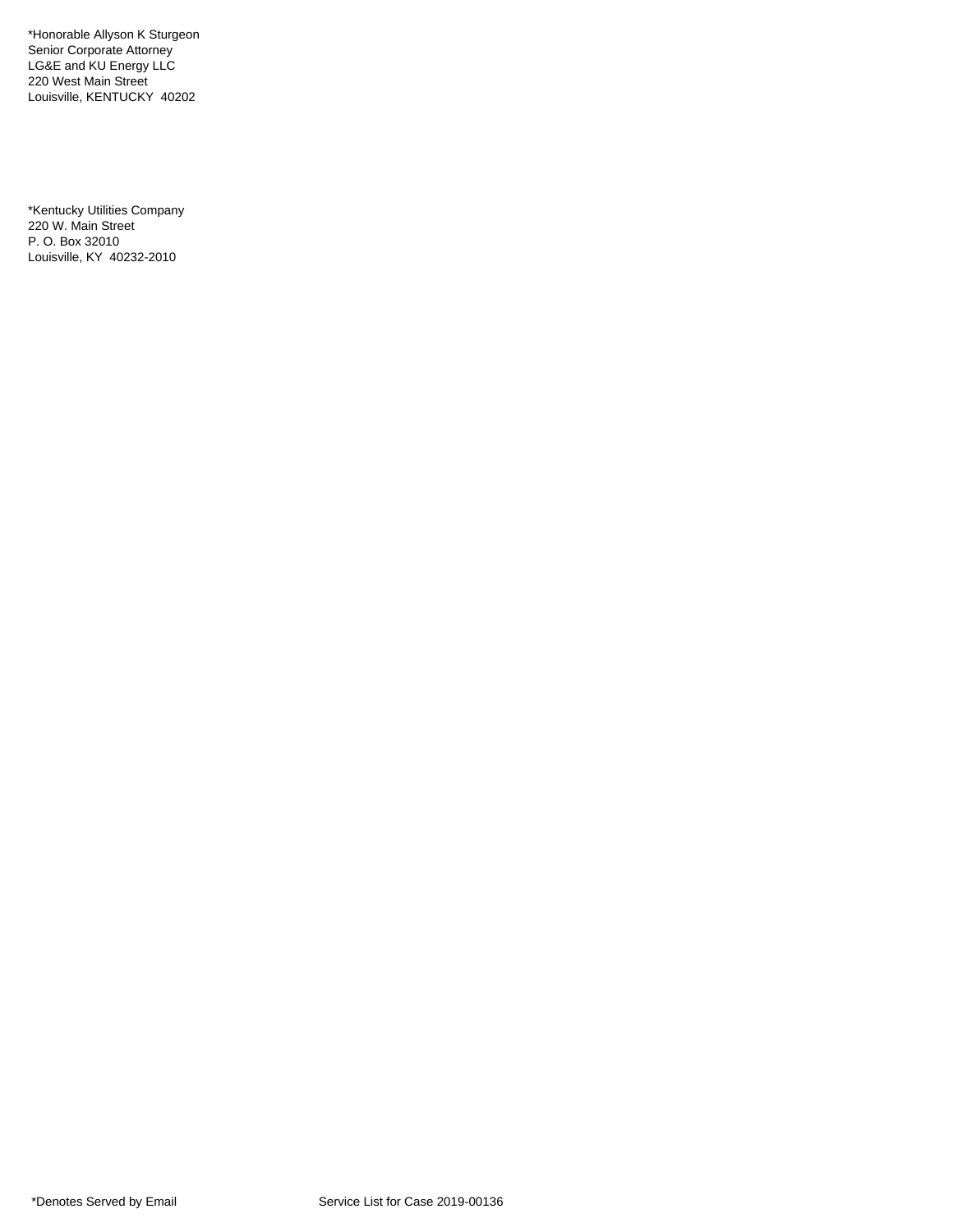*Honorable Allyson K Sturgeon
Senior Corporate Attorney
LG&E and KU Energy LLC
220 West Main Street
Louisville, KENTUCKY  40202

*Kentucky Utilities Company
220 W. Main Street
P. O. Box 32010
Louisville, KY  40232-2010

*Denotes Served by Email

Service List for Case 2019-00136